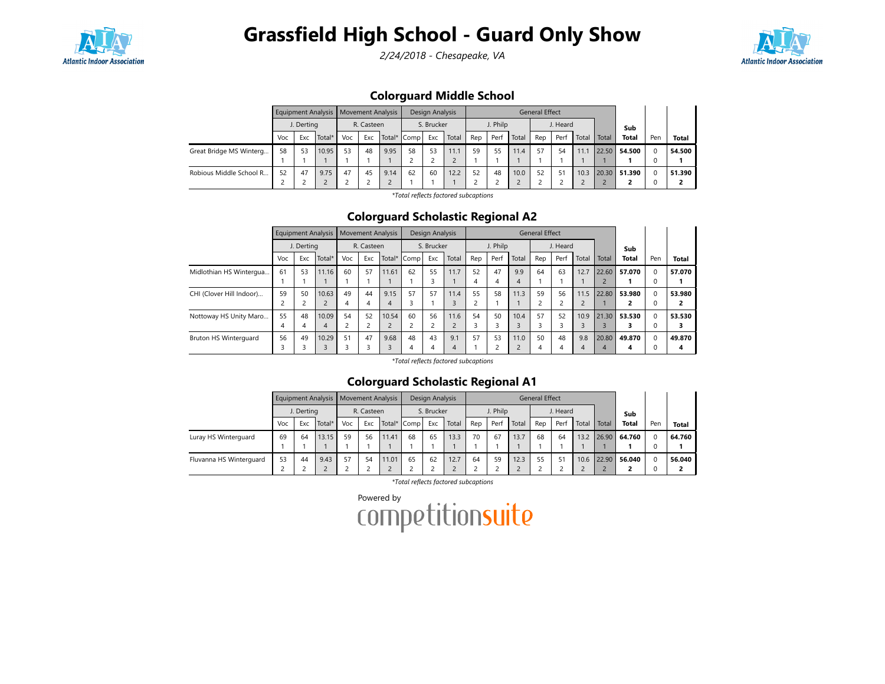# Grassfield High School - Guard Only Show

*2/24/2018 - Chesapeake, VA*

## Colorguard Middle School

| | Equipment Analysis | | | Movement Analysis | | | Design Analysis | | | General Effect | | | | | | | | | |
|---|---|---|---|---|---|---|---|---|---|---|---|---|---|---|---|---|---|---|---|
| | J. Derting | | | R. Casteen | | | S. Brucker | | | J. Philp | | | J. Heard | | | | | | |
| | Voc | Exc | Total* | Voc | Exc | Total* | Comp | Exc | Total | Rep | Perf | Total | Rep | Perf | Total | Total | Sub Total | Pen | Total |
| Great Bridge MS Winterg... | 58<br>1 | 53<br>1 | 10.95<br>1 | 53<br>1 | 48<br>1 | 9.95<br>1 | 58<br>2 | 53<br>2 | 11.1<br>2 | 59<br>1 | 55<br>1 | 11.4<br>1 | 57<br>1 | 54<br>1 | 11.1<br>1 | 22.50<br>1 | **54.500**<br>**1** | 0<br>0 | **54.500**<br>**1** |
| Robious Middle School R... | 52<br>2 | 47<br>2 | 9.75<br>2 | 47<br>2 | 45<br>2 | 9.14<br>2 | 62<br>1 | 60<br>1 | 12.2<br>1 | 52<br>2 | 48<br>2 | 10.0<br>2 | 52<br>2 | 51<br>2 | 10.3<br>2 | 20.30<br>2 | **51.390**<br>**2** | 0<br>0 | **51.390**<br>**2** |

*\*Total reflects factored subcaptions*

## Colorguard Scholastic Regional A2

| | Equipment Analysis | | | Movement Analysis | | | Design Analysis | | | General Effect | | | | | | | | | |
|---|---|---|---|---|---|---|---|---|---|---|---|---|---|---|---|---|---|---|---|
| | J. Derting | | | R. Casteen | | | S. Brucker | | | J. Philp | | | J. Heard | | | | | | |
| | Voc | Exc | Total* | Voc | Exc | Total* | Comp | Exc | Total | Rep | Perf | Total | Rep | Perf | Total | Total | Sub Total | Pen | Total |
| Midlothian HS Wintergua... | 61<br>1 | 53<br>1 | 11.16<br>1 | 60<br>1 | 57<br>1 | 11.61<br>1 | 62<br>1 | 55<br>3 | 11.7<br>1 | 52<br>4 | 47<br>4 | 9.9<br>4 | 64<br>1 | 63<br>1 | 12.7<br>1 | 22.60<br>2 | **57.070**<br>**1** | 0<br>0 | **57.070**<br>**1** |
| CHI (Clover Hill Indoor)... | 59<br>2 | 50<br>2 | 10.63<br>2 | 49<br>4 | 44<br>4 | 9.15<br>4 | 57<br>3 | 57<br>1 | 11.4<br>3 | 55<br>2 | 58<br>1 | 11.3<br>1 | 59<br>2 | 56<br>2 | 11.5<br>2 | 22.80<br>1 | **53.980**<br>**2** | 0<br>0 | **53.980**<br>**2** |
| Nottoway HS Unity Maro... | 55<br>4 | 48<br>4 | 10.09<br>4 | 54<br>2 | 52<br>2 | 10.54<br>2 | 60<br>2 | 56<br>2 | 11.6<br>2 | 54<br>3 | 50<br>3 | 10.4<br>3 | 57<br>3 | 52<br>3 | 10.9<br>3 | 21.30<br>3 | **53.530**<br>**3** | 0<br>0 | **53.530**<br>**3** |
| Bruton HS Winterguard | 56<br>3 | 49<br>3 | 10.29<br>3 | 51<br>3 | 47<br>3 | 9.68<br>3 | 48<br>4 | 43<br>4 | 9.1<br>4 | 57<br>1 | 53<br>2 | 11.0<br>2 | 50<br>4 | 48<br>4 | 9.8<br>4 | 20.80<br>4 | **49.870**<br>**4** | 0<br>0 | **49.870**<br>**4** |

*\*Total reflects factored subcaptions*

## Colorguard Scholastic Regional A1

| | Equipment Analysis | | | Movement Analysis | | | Design Analysis | | | General Effect | | | | | | | | | |
|---|---|---|---|---|---|---|---|---|---|---|---|---|---|---|---|---|---|---|---|
| | J. Derting | | | R. Casteen | | | S. Brucker | | | J. Philp | | | J. Heard | | | | | | |
| | Voc | Exc | Total* | Voc | Exc | Total* | Comp | Exc | Total | Rep | Perf | Total | Rep | Perf | Total | Total | Sub Total | Pen | Total |
| Luray HS Winterguard | 69<br>1 | 64<br>1 | 13.15<br>1 | 59<br>1 | 56<br>1 | 11.41<br>1 | 68<br>1 | 65<br>1 | 13.3<br>1 | 70<br>1 | 67<br>1 | 13.7<br>1 | 68<br>1 | 64<br>1 | 13.2<br>1 | 26.90<br>1 | **64.760**<br>**1** | 0<br>0 | **64.760**<br>**1** |
| Fluvanna HS Winterguard | 53<br>2 | 44<br>2 | 9.43<br>2 | 57<br>2 | 54<br>2 | 11.01<br>2 | 65<br>2 | 62<br>2 | 12.7<br>2 | 64<br>2 | 59<br>2 | 12.3<br>2 | 55<br>2 | 51<br>2 | 10.6<br>2 | 22.90<br>2 | **56.040**<br>**2** | 0<br>0 | **56.040**<br>**2** |

*\*Total reflects factored subcaptions*

Powered by competitionsuite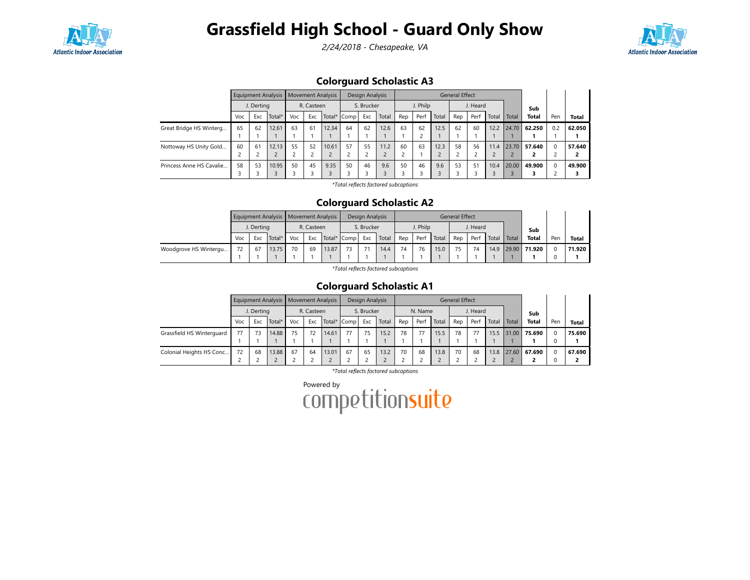# Grassfield High School - Guard Only Show

*2/24/2018 - Chesapeake, VA*

## Colorguard Scholastic A3

| | Equipment Analysis | | | Movement Analysis | | | Design Analysis | | | General Effect | | | | | | | Sub | Pen | Total |
|---|---|---|---|---|---|---|---|---|---|---|---|---|---|---|---|---|---|---|---|
| | J. Derting | | | R. Casteen | | | S. Brucker | | | J. Philp | | | J. Heard | | | | | | |
| | Voc | Exc | Total* | Voc | Exc | Total* | Comp | Exc | Total | Rep | Perf | Total | Rep | Perf | Total | Total | Total | Pen | Total |
| Great Bridge HS Winterg... | 65<br>1 | 62<br>1 | 12.61<br>1 | 63<br>1 | 61<br>1 | 12.34<br>1 | 64<br>1 | 62<br>1 | 12.6<br>1 | 63<br>1 | 62<br>2 | 12.5<br>1 | 62<br>1 | 60<br>1 | 12.2<br>1 | 24.70<br>1 | **62.250**<br>**1** | 0.2<br>1 | **62.050**<br>**1** |
| Nottoway HS Unity Gold... | 60<br>2 | 61<br>2 | 12.13<br>2 | 55<br>2 | 52<br>2 | 10.61<br>2 | 57<br>2 | 55<br>2 | 11.2<br>2 | 60<br>2 | 63<br>1 | 12.3<br>2 | 58<br>2 | 56<br>2 | 11.4<br>2 | 23.70<br>2 | **57.640**<br>**2** | 0<br>2 | **57.640**<br>**2** |
| Princess Anne HS Cavalie... | 58<br>3 | 53<br>3 | 10.95<br>3 | 50<br>3 | 45<br>3 | 9.35<br>3 | 50<br>3 | 46<br>3 | 9.6<br>3 | 50<br>3 | 46<br>3 | 9.6<br>3 | 53<br>3 | 51<br>3 | 10.4<br>3 | 20.00<br>3 | **49.900**<br>**3** | 0<br>2 | **49.900**<br>**3** |

*\*Total reflects factored subcaptions*

## Colorguard Scholastic A2

| | Equipment Analysis | | | Movement Analysis | | | Design Analysis | | | General Effect | | | | | | | Sub | Pen | Total |
|---|---|---|---|---|---|---|---|---|---|---|---|---|---|---|---|---|---|---|---|
| | J. Derting | | | R. Casteen | | | S. Brucker | | | J. Philp | | | J. Heard | | | | | | |
| | Voc | Exc | Total* | Voc | Exc | Total* | Comp | Exc | Total | Rep | Perf | Total | Rep | Perf | Total | Total | Total | Pen | Total |
| Woodgrove HS Wintergu... | 72<br>1 | 67<br>1 | 13.75<br>1 | 70<br>1 | 69<br>1 | 13.87<br>1 | 73<br>1 | 71<br>1 | 14.4<br>1 | 74<br>1 | 76<br>1 | 15.0<br>1 | 75<br>1 | 74<br>1 | 14.9<br>1 | 29.90<br>1 | **71.920**<br>**1** | 0<br>0 | **71.920**<br>**1** |

*\*Total reflects factored subcaptions*

## Colorguard Scholastic A1

| | Equipment Analysis | | | Movement Analysis | | | Design Analysis | | | General Effect | | | | | | | Sub | Pen | Total |
|---|---|---|---|---|---|---|---|---|---|---|---|---|---|---|---|---|---|---|---|
| | J. Derting | | | R. Casteen | | | S. Brucker | | | N. Name | | | J. Heard | | | | | | |
| | Voc | Exc | Total* | Voc | Exc | Total* | Comp | Exc | Total | Rep | Perf | Total | Rep | Perf | Total | Total | Total | Pen | Total |
| Grassfield HS Winterguard | 77<br>1 | 73<br>1 | 14.88<br>1 | 75<br>1 | 72<br>1 | 14.61<br>1 | 77<br>1 | 75<br>1 | 15.2<br>1 | 78<br>1 | 77<br>1 | 15.5<br>1 | 78<br>1 | 77<br>1 | 15.5<br>1 | 31.00<br>1 | **75.690**<br>**1** | 0<br>0 | **75.690**<br>**1** |
| Colonial Heights HS Conc... | 72<br>2 | 68<br>2 | 13.88<br>2 | 67<br>2 | 64<br>2 | 13.01<br>2 | 67<br>2 | 65<br>2 | 13.2<br>2 | 70<br>2 | 68<br>2 | 13.8<br>2 | 70<br>2 | 68<br>2 | 13.8<br>2 | 27.60<br>2 | **67.690**<br>**2** | 0<br>0 | **67.690**<br>**2** |

*\*Total reflects factored subcaptions*

Powered by competitionsuite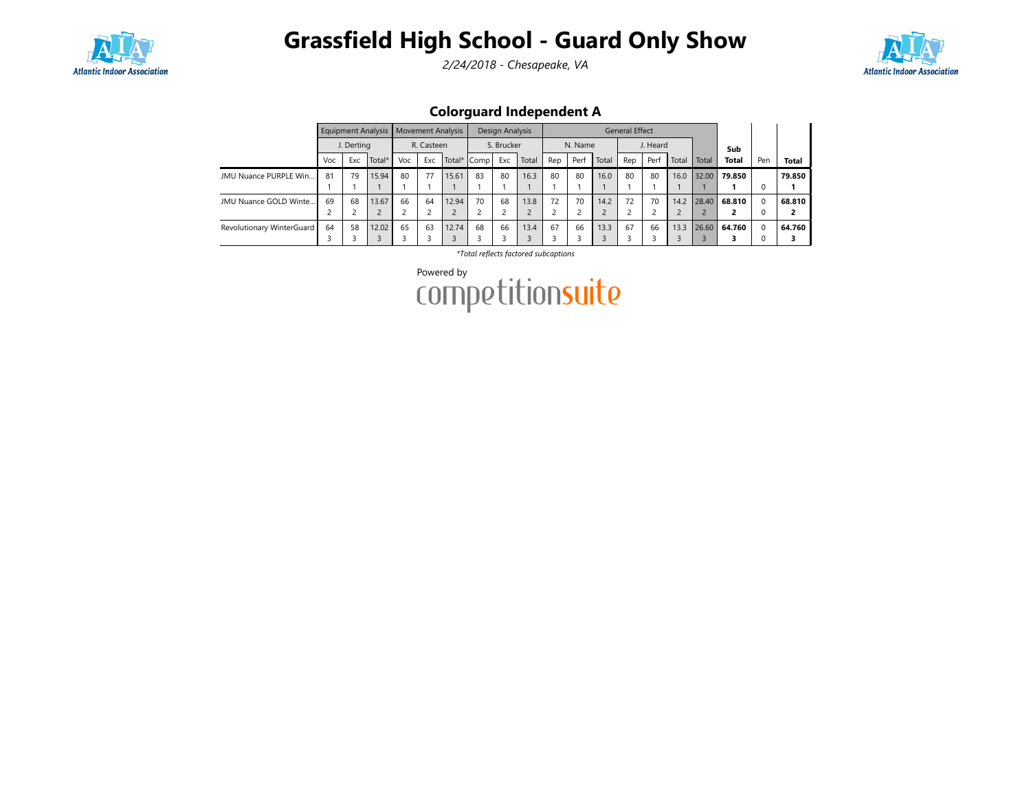# Grassfield High School - Guard Only Show

*2/24/2018 - Chesapeake, VA*

## Colorguard Independent A

| | Equipment Analysis | | | Movement Analysis | | | Design Analysis | | | General Effect | | | | | | | Sub Total | Pen | Total |
|---|---|---|---|---|---|---|---|---|---|---|---|---|---|---|---|---|---|---|---|
| | J. Derting | | | R. Casteen | | | S. Brucker | | | N. Name | | | J. Heard | | | | | | |
| | Voc | Exc | Total* | Voc | Exc | Total* | Comp | Exc | Total | Rep | Perf | Total | Rep | Perf | Total | Total | | | |
| JMU Nuance PURPLE Win... | 81<br>1 | 79<br>1 | 15.94<br>1 | 80<br>1 | 77<br>1 | 15.61<br>1 | 83<br>1 | 80<br>1 | 16.3<br>1 | 80<br>1 | 80<br>1 | 16.0<br>1 | 80<br>1 | 80<br>1 | 16.0<br>1 | 32.00<br>1 | **79.850**<br>**1** | <br>0 | **79.850**<br>**1** |
| JMU Nuance GOLD Winte... | 69<br>2 | 68<br>2 | 13.67<br>2 | 66<br>2 | 64<br>2 | 12.94<br>2 | 70<br>2 | 68<br>2 | 13.8<br>2 | 72<br>2 | 70<br>2 | 14.2<br>2 | 72<br>2 | 70<br>2 | 14.2<br>2 | 28.40<br>2 | **68.810**<br>**2** | 0<br>0 | **68.810**<br>**2** |
| Revolutionary WinterGuard | 64<br>3 | 58<br>3 | 12.02<br>3 | 65<br>3 | 63<br>3 | 12.74<br>3 | 68<br>3 | 66<br>3 | 13.4<br>3 | 67<br>3 | 66<br>3 | 13.3<br>3 | 67<br>3 | 66<br>3 | 13.3<br>3 | 26.60<br>3 | **64.760**<br>**3** | 0<br>0 | **64.760**<br>**3** |

*\*Total reflects factored subcaptions*

Powered by competitionsuite